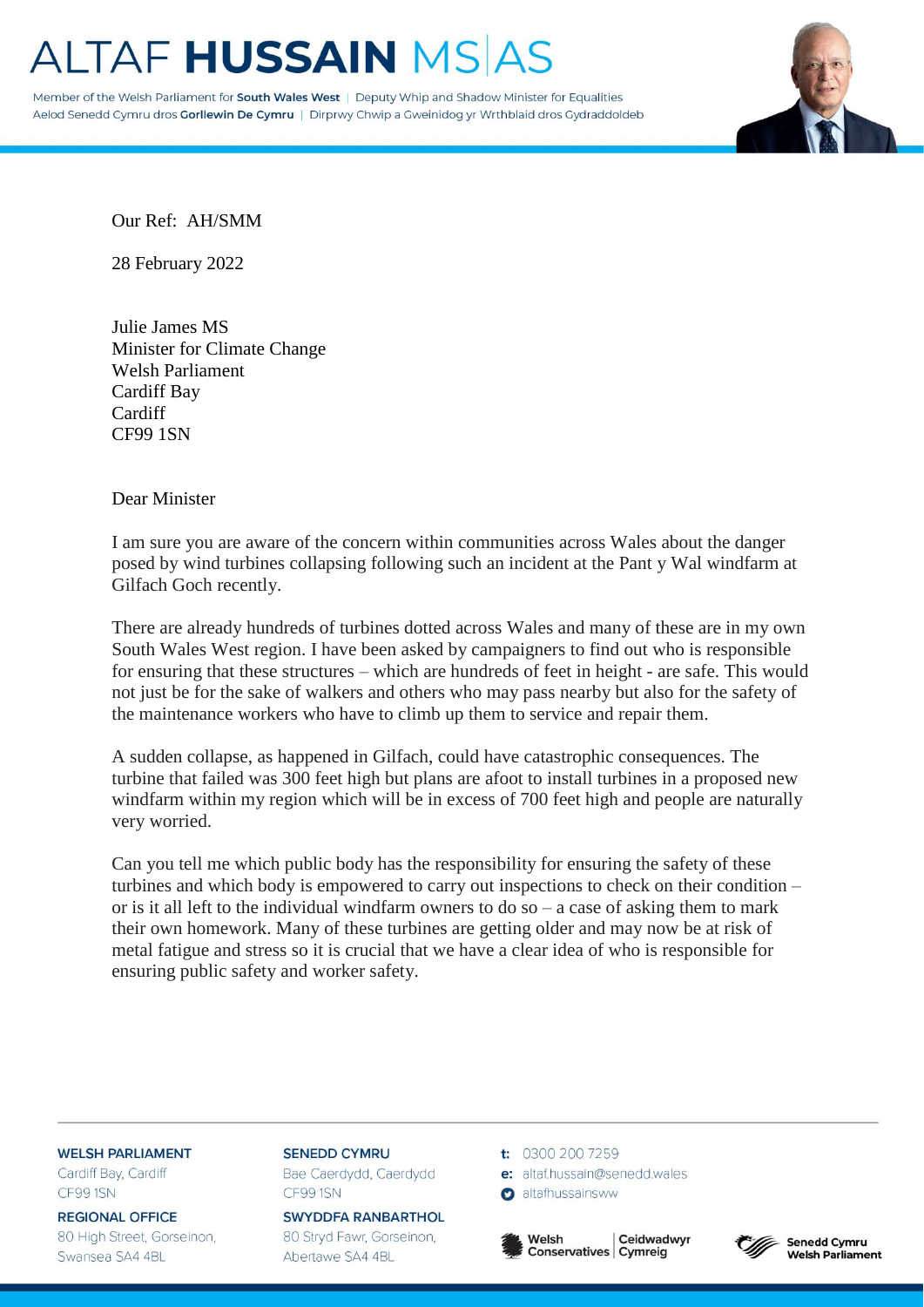# ALTAF **HUSSAIN** MS|AS

Member of the Welsh Parliament for **South Wales West** | Deputy Whip and Shadow Minister for Equalities
Aelod Senedd Cymru dros **Gorllewin De Cymru** | Dirprwy Chwip a Gweinidog yr Wrthblaid dros Gydraddoldeb

Our Ref: AH/SMM

28 February 2022

Julie James MS
Minister for Climate Change
Welsh Parliament
Cardiff Bay
Cardiff
CF99 1SN

Dear Minister

I am sure you are aware of the concern within communities across Wales about the danger posed by wind turbines collapsing following such an incident at the Pant y Wal windfarm at Gilfach Goch recently.

There are already hundreds of turbines dotted across Wales and many of these are in my own South Wales West region. I have been asked by campaigners to find out who is responsible for ensuring that these structures – which are hundreds of feet in height - are safe. This would not just be for the sake of walkers and others who may pass nearby but also for the safety of the maintenance workers who have to climb up them to service and repair them.

A sudden collapse, as happened in Gilfach, could have catastrophic consequences. The turbine that failed was 300 feet high but plans are afoot to install turbines in a proposed new windfarm within my region which will be in excess of 700 feet high and people are naturally very worried.

Can you tell me which public body has the responsibility for ensuring the safety of these turbines and which body is empowered to carry out inspections to check on their condition – or is it all left to the individual windfarm owners to do so – a case of asking them to mark their own homework. Many of these turbines are getting older and may now be at risk of metal fatigue and stress so it is crucial that we have a clear idea of who is responsible for ensuring public safety and worker safety.

**WELSH PARLIAMENT**
Cardiff Bay, Cardiff
CF99 1SN

**REGIONAL OFFICE**
80 High Street, Gorseinon,
Swansea SA4 4BL

**SENEDD CYMRU**
Bae Caerdydd, Caerdydd
CF99 1SN

**SWYDDFA RANBARTHOL**
80 Stryd Fawr, Gorseinon,
Abertawe SA4 4BL

t: 0300 200 7259
e: altaf.hussain@senedd.wales
altafhussainsww

Welsh Conservatives | Ceidwadwyr Cymreig

Senedd Cymru Welsh Parliament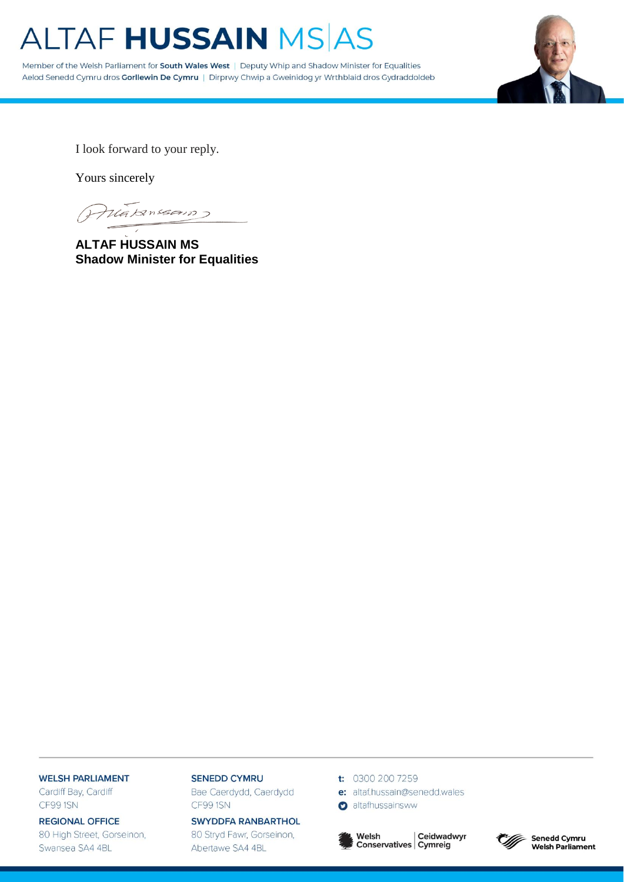I look forward to your reply.

Yours sincerely

**ALTAF HUSSAIN MS**
**Shadow Minister for Equalities**